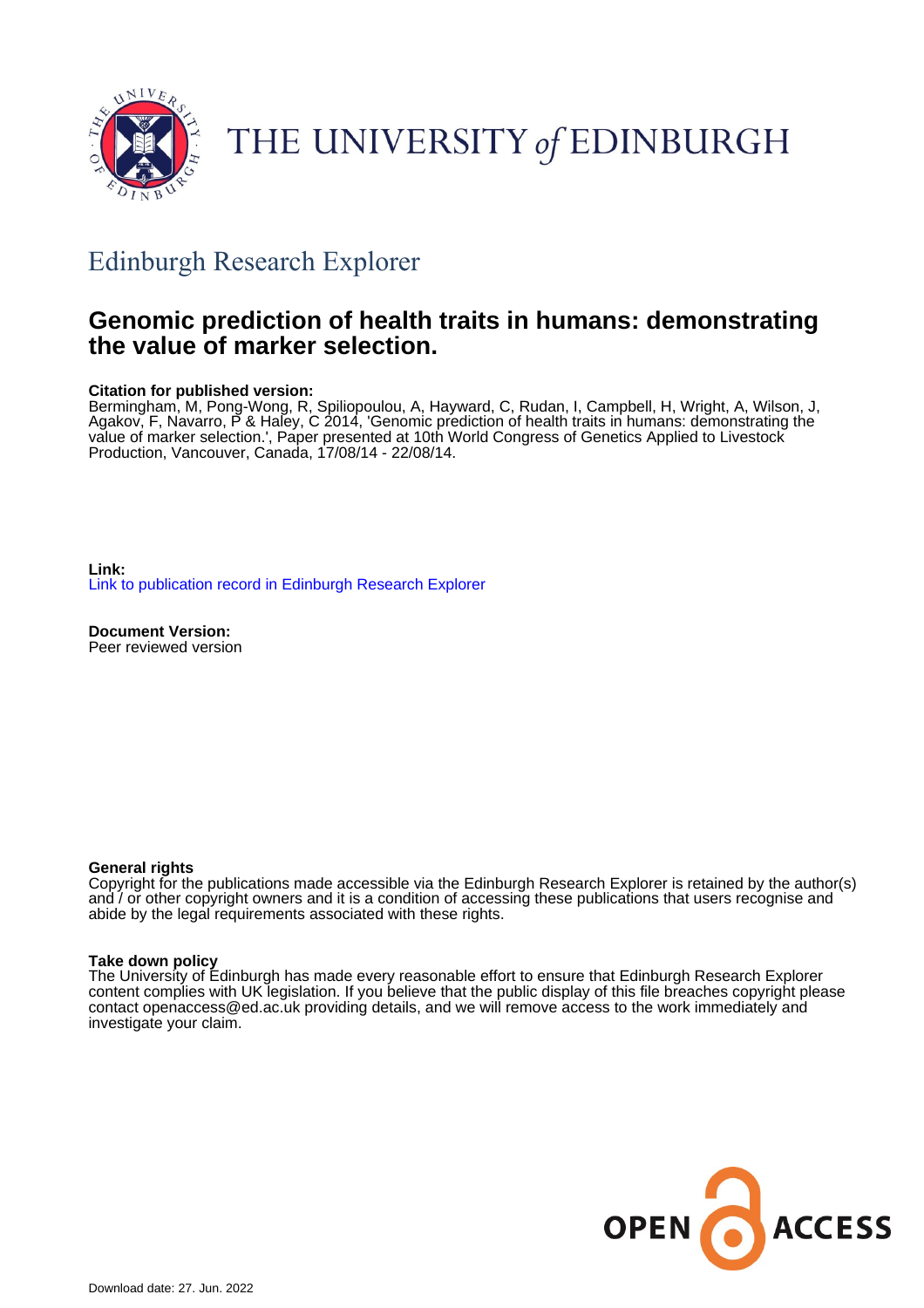THE UNIVERSITY of EDINBURGH

## Edinburgh Research Explorer

# Genomic prediction of health traits in humans: demonstrating the value of marker selection.

**Citation for published version:**
Bermingham, M, Pong-Wong, R, Spiliopoulou, A, Hayward, C, Rudan, I, Campbell, H, Wright, A, Wilson, J, Agakov, F, Navarro, P & Haley, C 2014, 'Genomic prediction of health traits in humans: demonstrating the value of marker selection.', Paper presented at 10th World Congress of Genetics Applied to Livestock Production, Vancouver, Canada, 17/08/14 - 22/08/14.

**Link:**
Link to publication record in Edinburgh Research Explorer

**Document Version:**
Peer reviewed version

**General rights**
Copyright for the publications made accessible via the Edinburgh Research Explorer is retained by the author(s) and / or other copyright owners and it is a condition of accessing these publications that users recognise and abide by the legal requirements associated with these rights.

**Take down policy**
The University of Edinburgh has made every reasonable effort to ensure that Edinburgh Research Explorer content complies with UK legislation. If you believe that the public display of this file breaches copyright please contact openaccess@ed.ac.uk providing details, and we will remove access to the work immediately and investigate your claim.

OPEN ACCESS

Download date: 27. Jun. 2022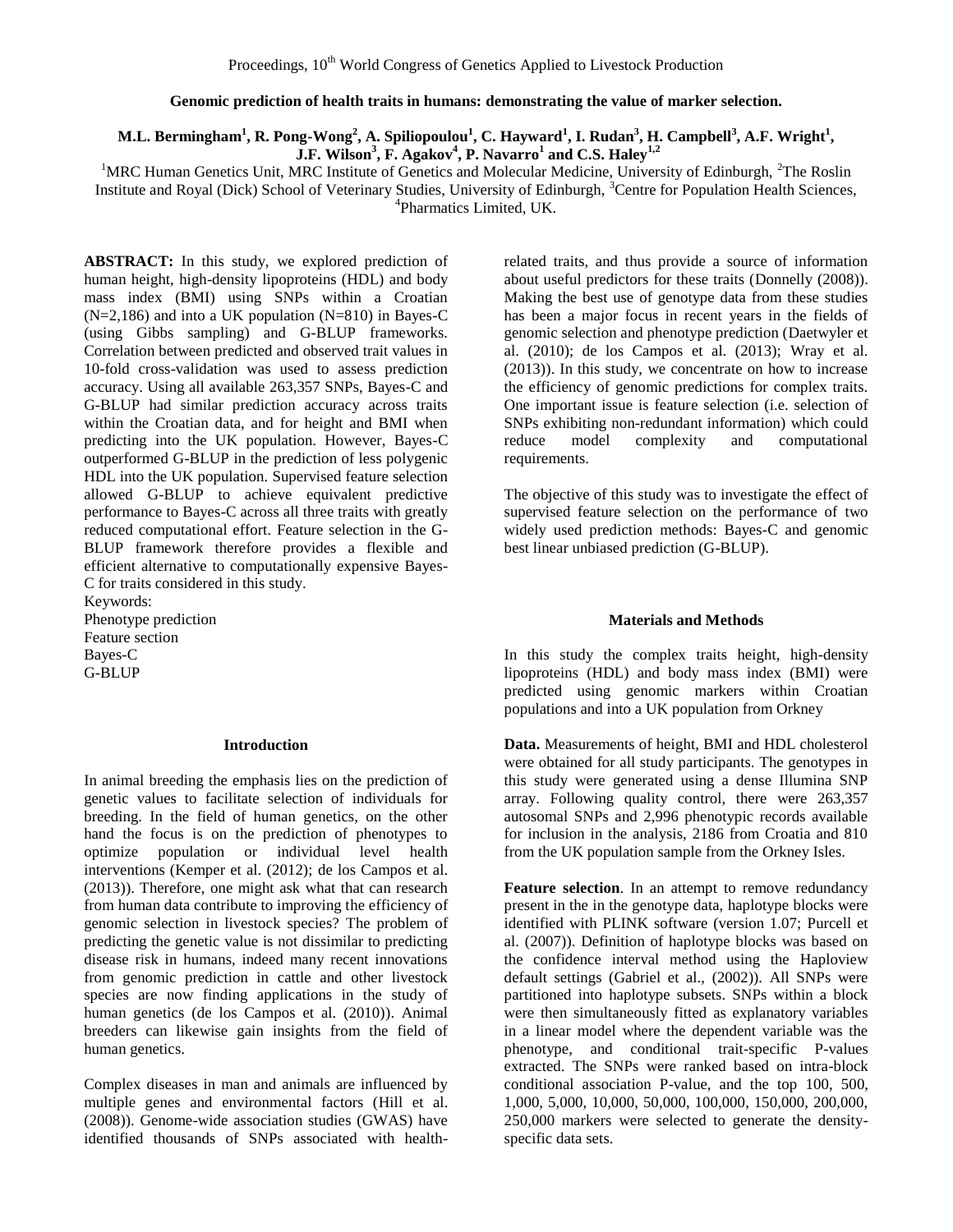**Genomic prediction of health traits in humans: demonstrating the value of marker selection.**

**M.L. Bermingham[1], R. Pong-Wong[2], A. Spiliopoulou[1], C. Hayward[1], I. Rudan[3], H. Campbell[3], A.F. Wright[1], J.F. Wilson[3], F. Agakov[4], P. Navarro[1] and C.S. Haley[1,2]**

[1]MRC Human Genetics Unit, MRC Institute of Genetics and Molecular Medicine, University of Edinburgh, [2]The Roslin Institute and Royal (Dick) School of Veterinary Studies, University of Edinburgh, [3]Centre for Population Health Sciences, [4]Pharmatics Limited, UK.

**ABSTRACT:** In this study, we explored prediction of human height, high-density lipoproteins (HDL) and body mass index (BMI) using SNPs within a Croatian (N=2,186) and into a UK population (N=810) in Bayes-C (using Gibbs sampling) and G-BLUP frameworks. Correlation between predicted and observed trait values in 10-fold cross-validation was used to assess prediction accuracy. Using all available 263,357 SNPs, Bayes-C and G-BLUP had similar prediction accuracy across traits within the Croatian data, and for height and BMI when predicting into the UK population. However, Bayes-C outperformed G-BLUP in the prediction of less polygenic HDL into the UK population. Supervised feature selection allowed G-BLUP to achieve equivalent predictive performance to Bayes-C across all three traits with greatly reduced computational effort. Feature selection in the G-BLUP framework therefore provides a flexible and efficient alternative to computationally expensive Bayes-C for traits considered in this study.

Keywords:
Phenotype prediction
Feature section
Bayes-C
G-BLUP

## Introduction

In animal breeding the emphasis lies on the prediction of genetic values to facilitate selection of individuals for breeding. In the field of human genetics, on the other hand the focus is on the prediction of phenotypes to optimize population or individual level health interventions (Kemper et al. (2012); de los Campos et al. (2013)). Therefore, one might ask what that can research from human data contribute to improving the efficiency of genomic selection in livestock species? The problem of predicting the genetic value is not dissimilar to predicting disease risk in humans, indeed many recent innovations from genomic prediction in cattle and other livestock species are now finding applications in the study of human genetics (de los Campos et al. (2010)). Animal breeders can likewise gain insights from the field of human genetics.

Complex diseases in man and animals are influenced by multiple genes and environmental factors (Hill et al. (2008)). Genome-wide association studies (GWAS) have identified thousands of SNPs associated with health-related traits, and thus provide a source of information about useful predictors for these traits (Donnelly (2008)). Making the best use of genotype data from these studies has been a major focus in recent years in the fields of genomic selection and phenotype prediction (Daetwyler et al. (2010); de los Campos et al. (2013); Wray et al. (2013)). In this study, we concentrate on how to increase the efficiency of genomic predictions for complex traits. One important issue is feature selection (i.e. selection of SNPs exhibiting non-redundant information) which could reduce model complexity and computational requirements.

The objective of this study was to investigate the effect of supervised feature selection on the performance of two widely used prediction methods: Bayes-C and genomic best linear unbiased prediction (G-BLUP).

## Materials and Methods

In this study the complex traits height, high-density lipoproteins (HDL) and body mass index (BMI) were predicted using genomic markers within Croatian populations and into a UK population from Orkney

**Data.** Measurements of height, BMI and HDL cholesterol were obtained for all study participants. The genotypes in this study were generated using a dense Illumina SNP array. Following quality control, there were 263,357 autosomal SNPs and 2,996 phenotypic records available for inclusion in the analysis, 2186 from Croatia and 810 from the UK population sample from the Orkney Isles.

**Feature selection**. In an attempt to remove redundancy present in the in the genotype data, haplotype blocks were identified with PLINK software (version 1.07; Purcell et al. (2007)). Definition of haplotype blocks was based on the confidence interval method using the Haploview default settings (Gabriel et al., (2002)). All SNPs were partitioned into haplotype subsets. SNPs within a block were then simultaneously fitted as explanatory variables in a linear model where the dependent variable was the phenotype, and conditional trait-specific P-values extracted. The SNPs were ranked based on intra-block conditional association P-value, and the top 100, 500, 1,000, 5,000, 10,000, 50,000, 100,000, 150,000, 200,000, 250,000 markers were selected to generate the density-specific data sets.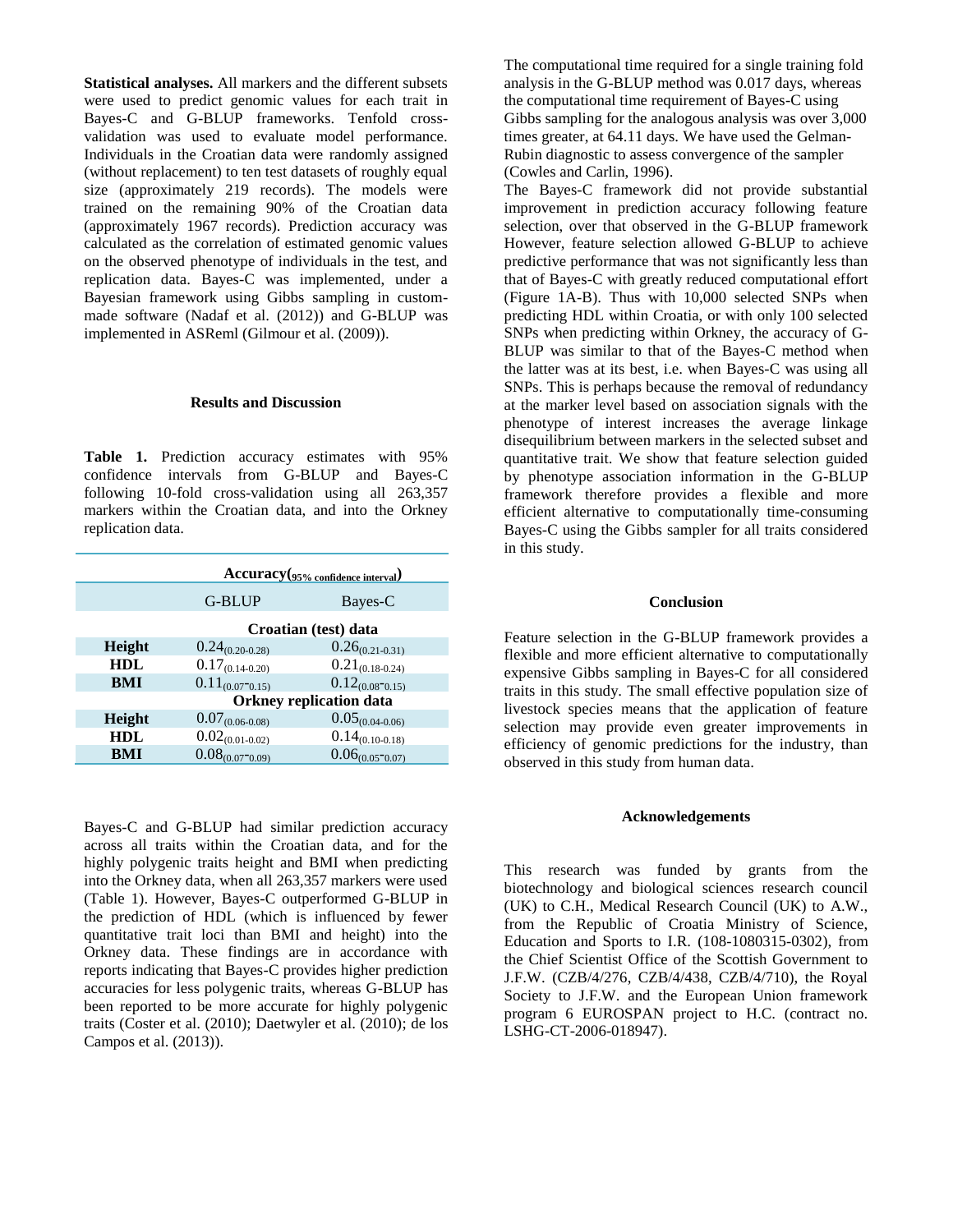**Statistical analyses.** All markers and the different subsets were used to predict genomic values for each trait in Bayes-C and G-BLUP frameworks. Tenfold cross-validation was used to evaluate model performance. Individuals in the Croatian data were randomly assigned (without replacement) to ten test datasets of roughly equal size (approximately 219 records). The models were trained on the remaining 90% of the Croatian data (approximately 1967 records). Prediction accuracy was calculated as the correlation of estimated genomic values on the observed phenotype of individuals in the test, and replication data. Bayes-C was implemented, under a Bayesian framework using Gibbs sampling in custom-made software (Nadaf et al. (2012)) and G-BLUP was implemented in ASReml (Gilmour et al. (2009)).

## Results and Discussion

**Table 1.** Prediction accuracy estimates with 95% confidence intervals from G-BLUP and Bayes-C following 10-fold cross-validation using all 263,357 markers within the Croatian data, and into the Orkney replication data.

| | Accuracy$_{(95\%\ \text{confidence interval})}$ | |
|---|---|---|
| | G-BLUP | Bayes-C |
| | **Croatian (test) data** | |
| **Height** | $0.24_{(0.20\text{-}0.28)}$ | $0.26_{(0.21\text{-}0.31)}$ |
| **HDL** | $0.17_{(0.14\text{-}0.20)}$ | $0.21_{(0.18\text{-}0.24)}$ |
| **BMI** | $0.11_{(0.07\text{-}0.15)}$ | $0.12_{(0.08\text{-}0.15)}$ |
| | **Orkney replication data** | |
| **Height** | $0.07_{(0.06\text{-}0.08)}$ | $0.05_{(0.04\text{-}0.06)}$ |
| **HDL** | $0.02_{(0.01\text{-}0.02)}$ | $0.14_{(0.10\text{-}0.18)}$ |
| **BMI** | $0.08_{(0.07\text{-}0.09)}$ | $0.06_{(0.05\text{-}0.07)}$ |

Bayes-C and G-BLUP had similar prediction accuracy across all traits within the Croatian data, and for the highly polygenic traits height and BMI when predicting into the Orkney data, when all 263,357 markers were used (Table 1). However, Bayes-C outperformed G-BLUP in the prediction of HDL (which is influenced by fewer quantitative trait loci than BMI and height) into the Orkney data. These findings are in accordance with reports indicating that Bayes-C provides higher prediction accuracies for less polygenic traits, whereas G-BLUP has been reported to be more accurate for highly polygenic traits (Coster et al. (2010); Daetwyler et al. (2010); de los Campos et al. (2013)).

The computational time required for a single training fold analysis in the G-BLUP method was 0.017 days, whereas the computational time requirement of Bayes-C using Gibbs sampling for the analogous analysis was over 3,000 times greater, at 64.11 days. We have used the Gelman-Rubin diagnostic to assess convergence of the sampler (Cowles and Carlin, 1996).

The Bayes-C framework did not provide substantial improvement in prediction accuracy following feature selection, over that observed in the G-BLUP framework However, feature selection allowed G-BLUP to achieve predictive performance that was not significantly less than that of Bayes-C with greatly reduced computational effort (Figure 1A-B). Thus with 10,000 selected SNPs when predicting HDL within Croatia, or with only 100 selected SNPs when predicting within Orkney, the accuracy of G-BLUP was similar to that of the Bayes-C method when the latter was at its best, i.e. when Bayes-C was using all SNPs. This is perhaps because the removal of redundancy at the marker level based on association signals with the phenotype of interest increases the average linkage disequilibrium between markers in the selected subset and quantitative trait. We show that feature selection guided by phenotype association information in the G-BLUP framework therefore provides a flexible and more efficient alternative to computationally time-consuming Bayes-C using the Gibbs sampler for all traits considered in this study.

## Conclusion

Feature selection in the G-BLUP framework provides a flexible and more efficient alternative to computationally expensive Gibbs sampling in Bayes-C for all considered traits in this study. The small effective population size of livestock species means that the application of feature selection may provide even greater improvements in efficiency of genomic predictions for the industry, than observed in this study from human data.

## Acknowledgements

This research was funded by grants from the biotechnology and biological sciences research council (UK) to C.H., Medical Research Council (UK) to A.W., from the Republic of Croatia Ministry of Science, Education and Sports to I.R. (108-1080315-0302), from the Chief Scientist Office of the Scottish Government to J.F.W. (CZB/4/276, CZB/4/438, CZB/4/710), the Royal Society to J.F.W. and the European Union framework program 6 EUROSPAN project to H.C. (contract no. LSHG-CT-2006-018947).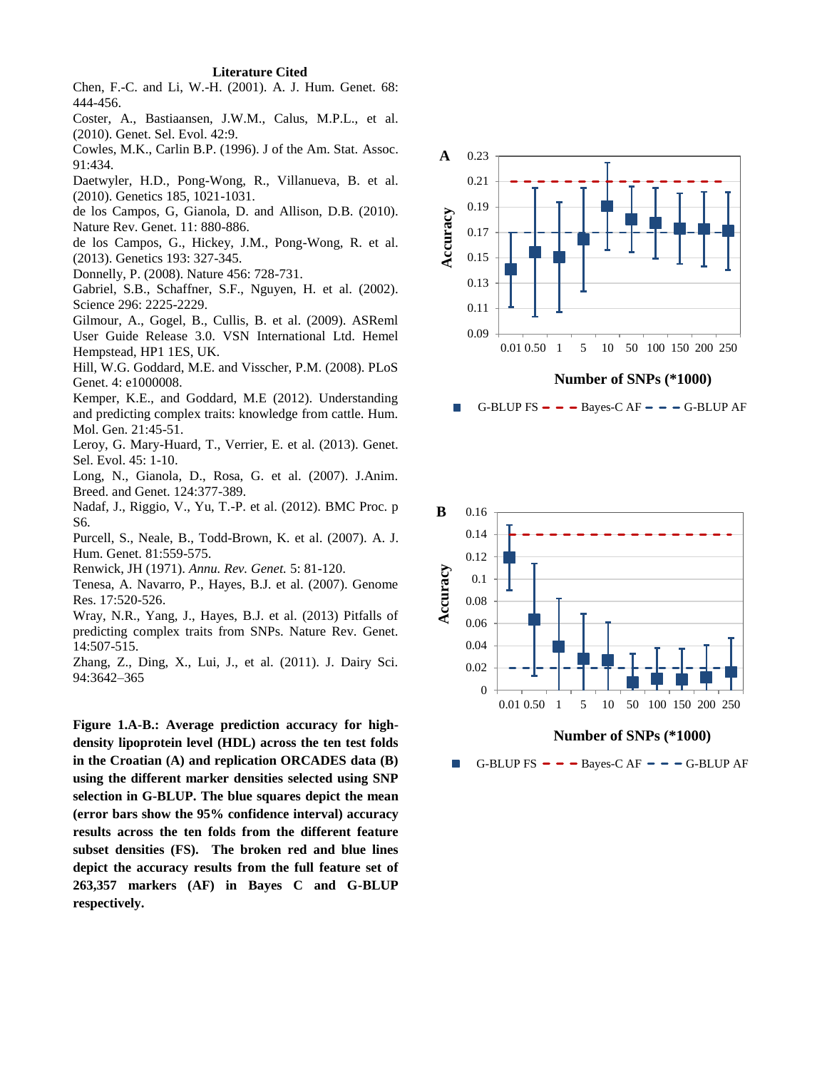## Literature Cited

Chen, F.-C. and Li, W.-H. (2001). A. J. Hum. Genet. 68: 444-456.

Coster, A., Bastiaansen, J.W.M., Calus, M.P.L., et al. (2010). Genet. Sel. Evol. 42:9.

Cowles, M.K., Carlin B.P. (1996). J of the Am. Stat. Assoc. 91:434.

Daetwyler, H.D., Pong-Wong, R., Villanueva, B. et al. (2010). Genetics 185, 1021-1031.

de los Campos, G, Gianola, D. and Allison, D.B. (2010). Nature Rev. Genet. 11: 880-886.

de los Campos, G., Hickey, J.M., Pong-Wong, R. et al. (2013). Genetics 193: 327-345.

Donnelly, P. (2008). Nature 456: 728-731.

Gabriel, S.B., Schaffner, S.F., Nguyen, H. et al. (2002). Science 296: 2225-2229.

Gilmour, A., Gogel, B., Cullis, B. et al. (2009). ASReml User Guide Release 3.0. VSN International Ltd. Hemel Hempstead, HP1 1ES, UK.

Hill, W.G. Goddard, M.E. and Visscher, P.M. (2008). PLoS Genet. 4: e1000008.

Kemper, K.E., and Goddard, M.E (2012). Understanding and predicting complex traits: knowledge from cattle. Hum. Mol. Gen. 21:45-51.

Leroy, G. Mary-Huard, T., Verrier, E. et al. (2013). Genet. Sel. Evol. 45: 1-10.

Long, N., Gianola, D., Rosa, G. et al. (2007). J.Anim. Breed. and Genet. 124:377-389.

Nadaf, J., Riggio, V., Yu, T.-P. et al. (2012). BMC Proc. p S6.

Purcell, S., Neale, B., Todd-Brown, K. et al. (2007). A. J. Hum. Genet. 81:559-575.

Renwick, JH (1971). *Annu. Rev. Genet.* 5: 81-120.

Tenesa, A. Navarro, P., Hayes, B.J. et al. (2007). Genome Res. 17:520-526.

Wray, N.R., Yang, J., Hayes, B.J. et al. (2013) Pitfalls of predicting complex traits from SNPs. Nature Rev. Genet. 14:507-515.

Zhang, Z., Ding, X., Lui, J., et al. (2011). J. Dairy Sci. 94:3642–365

A

0.23
0.21
0.19
0.17
0.15
0.13
0.11
0.09

Accuracy

0.01 0.50 1 5 10 50 100 150 200 250

Number of SNPs (*1000)

G-BLUP FS — Bayes-C AF — G-BLUP AF

B

0.16
0.14
0.12
0.1
0.08
0.06
0.04
0.02
0

Accuracy

0.01 0.50 1 5 10 50 100 150 200 250

Number of SNPs (*1000)

G-BLUP FS — Bayes-C AF — G-BLUP AF

**Figure 1.A-B.: Average prediction accuracy for high-density lipoprotein level (HDL) across the ten test folds in the Croatian (A) and replication ORCADES data (B) using the different marker densities selected using SNP selection in G-BLUP. The blue squares depict the mean (error bars show the 95% confidence interval) accuracy results across the ten folds from the different feature subset densities (FS). The broken red and blue lines depict the accuracy results from the full feature set of 263,357 markers (AF) in Bayes C and G-BLUP respectively.**